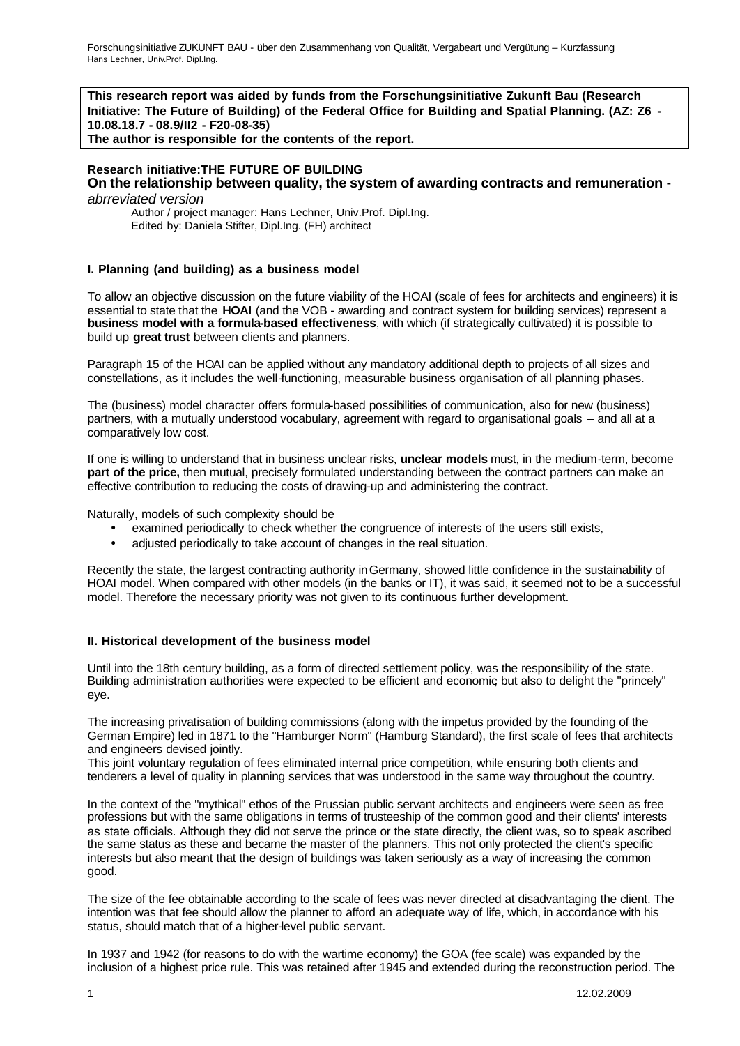**This research report was aided by funds from the Forschungsinitiative Zukunft Bau (Research Initiative: The Future of Building) of the Federal Office for Building and Spatial Planning. (AZ: Z6 - 10.08.18.7 - 08.9/II2 - F20-08-35)**
**The author is responsible for the contents of the report.**

**Research initiative:THE FUTURE OF BUILDING**

# On the relationship between quality, the system of awarding contracts and remuneration - *abrreviated version*

Author / project manager: Hans Lechner, Univ.Prof. Dipl.Ing.
Edited by: Daniela Stifter, Dipl.Ing. (FH) architect

## I. Planning (and building) as a business model

To allow an objective discussion on the future viability of the HOAI (scale of fees for architects and engineers) it is essential to state that the **HOAI** (and the VOB - awarding and contract system for building services) represent a **business model with a formula-based effectiveness**, with which (if strategically cultivated) it is possible to build up **great trust** between clients and planners.

Paragraph 15 of the HOAI can be applied without any mandatory additional depth to projects of all sizes and constellations, as it includes the well-functioning, measurable business organisation of all planning phases.

The (business) model character offers formula-based possibilities of communication, also for new (business) partners, with a mutually understood vocabulary, agreement with regard to organisational goals – and all at a comparatively low cost.

If one is willing to understand that in business unclear risks, **unclear models** must, in the medium-term, become **part of the price,** then mutual, precisely formulated understanding between the contract partners can make an effective contribution to reducing the costs of drawing-up and administering the contract.

Naturally, models of such complexity should be

- examined periodically to check whether the congruence of interests of the users still exists,
- adjusted periodically to take account of changes in the real situation.

Recently the state, the largest contracting authority in Germany, showed little confidence in the sustainability of HOAI model. When compared with other models (in the banks or IT), it was said, it seemed not to be a successful model. Therefore the necessary priority was not given to its continuous further development.

## II. Historical development of the business model

Until into the 18th century building, as a form of directed settlement policy, was the responsibility of the state. Building administration authorities were expected to be efficient and economic, but also to delight the "princely" eye.

The increasing privatisation of building commissions (along with the impetus provided by the founding of the German Empire) led in 1871 to the "Hamburger Norm" (Hamburg Standard), the first scale of fees that architects and engineers devised jointly.
This joint voluntary regulation of fees eliminated internal price competition, while ensuring both clients and tenderers a level of quality in planning services that was understood in the same way throughout the country.

In the context of the "mythical" ethos of the Prussian public servant architects and engineers were seen as free professions but with the same obligations in terms of trusteeship of the common good and their clients' interests as state officials. Although they did not serve the prince or the state directly, the client was, so to speak ascribed the same status as these and became the master of the planners. This not only protected the client's specific interests but also meant that the design of buildings was taken seriously as a way of increasing the common good.

The size of the fee obtainable according to the scale of fees was never directed at disadvantaging the client. The intention was that fee should allow the planner to afford an adequate way of life, which, in accordance with his status, should match that of a higher-level public servant.

In 1937 and 1942 (for reasons to do with the wartime economy) the GOA (fee scale) was expanded by the inclusion of a highest price rule. This was retained after 1945 and extended during the reconstruction period. The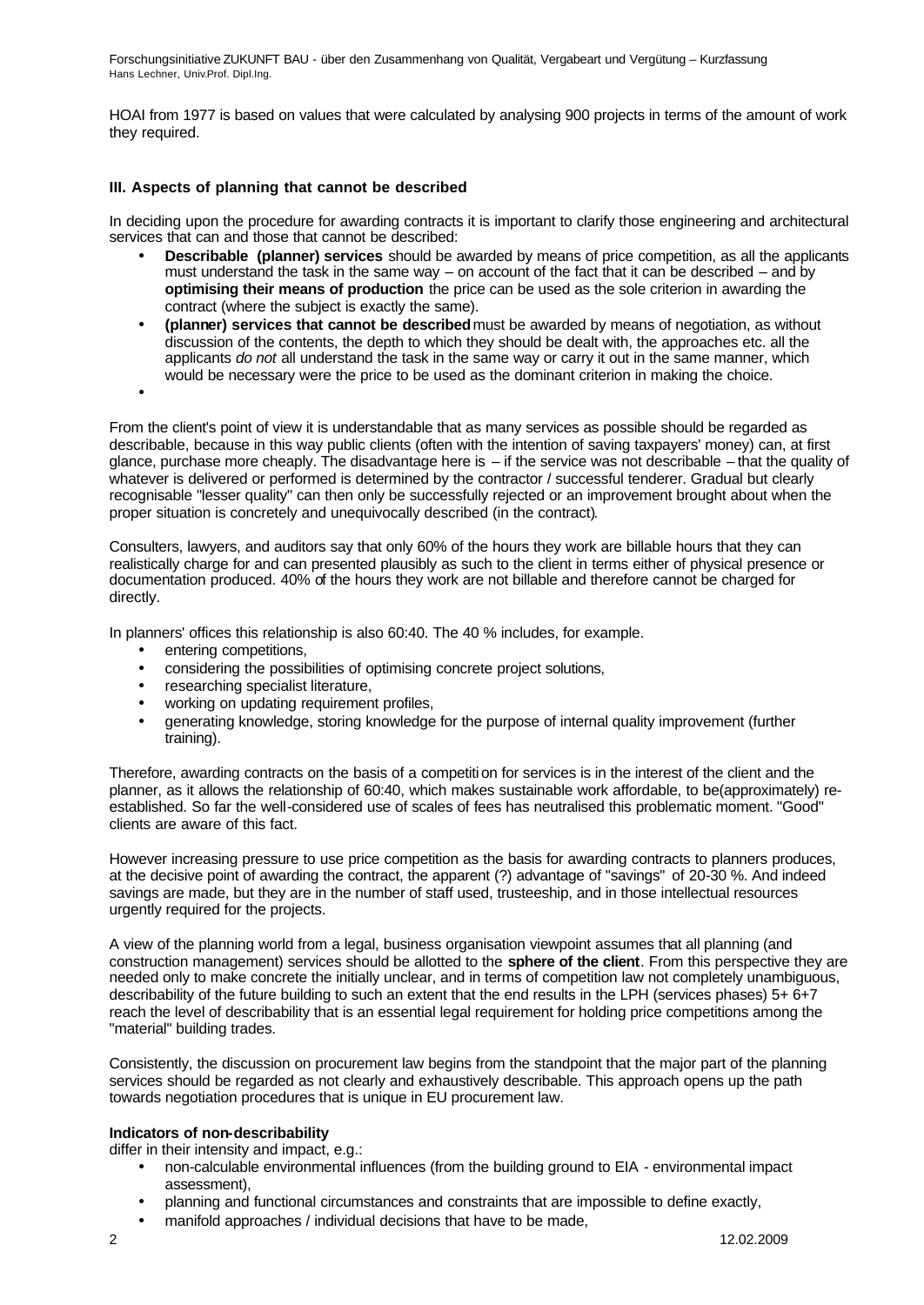HOAI from 1977 is based on values that were calculated by analysing 900 projects in terms of the amount of work they required.

### III. Aspects of planning that cannot be described

In deciding upon the procedure for awarding contracts it is important to clarify those engineering and architectural services that can and those that cannot be described:

- **Describable (planner) services** should be awarded by means of price competition, as all the applicants must understand the task in the same way – on account of the fact that it can be described – and by **optimising their means of production** the price can be used as the sole criterion in awarding the contract (where the subject is exactly the same).
- **(planner) services that cannot be described** must be awarded by means of negotiation, as without discussion of the contents, the depth to which they should be dealt with, the approaches etc. all the applicants *do not* all understand the task in the same way or carry it out in the same manner, which would be necessary were the price to be used as the dominant criterion in making the choice.

From the client's point of view it is understandable that as many services as possible should be regarded as describable, because in this way public clients (often with the intention of saving taxpayers' money) can, at first glance, purchase more cheaply. The disadvantage here is – if the service was not describable – that the quality of whatever is delivered or performed is determined by the contractor / successful tenderer. Gradual but clearly recognisable "lesser quality" can then only be successfully rejected or an improvement brought about when the proper situation is concretely and unequivocally described (in the contract).

Consulters, lawyers, and auditors say that only 60% of the hours they work are billable hours that they can realistically charge for and can presented plausibly as such to the client in terms either of physical presence or documentation produced. 40% of the hours they work are not billable and therefore cannot be charged for directly.

In planners' offices this relationship is also 60:40. The 40 % includes, for example.

- entering competitions,
- considering the possibilities of optimising concrete project solutions,
- researching specialist literature,
- working on updating requirement profiles,
- generating knowledge, storing knowledge for the purpose of internal quality improvement (further training).

Therefore, awarding contracts on the basis of a competition for services is in the interest of the client and the planner, as it allows the relationship of 60:40, which makes sustainable work affordable, to be(approximately) re-established. So far the well-considered use of scales of fees has neutralised this problematic moment. "Good" clients are aware of this fact.

However increasing pressure to use price competition as the basis for awarding contracts to planners produces, at the decisive point of awarding the contract, the apparent (?) advantage of "savings" of 20-30 %. And indeed savings are made, but they are in the number of staff used, trusteeship, and in those intellectual resources urgently required for the projects.

A view of the planning world from a legal, business organisation viewpoint assumes that all planning (and construction management) services should be allotted to the **sphere of the client**. From this perspective they are needed only to make concrete the initially unclear, and in terms of competition law not completely unambiguous, describability of the future building to such an extent that the end results in the LPH (services phases) 5+ 6+7 reach the level of describability that is an essential legal requirement for holding price competitions among the "material" building trades.

Consistently, the discussion on procurement law begins from the standpoint that the major part of the planning services should be regarded as not clearly and exhaustively describable. This approach opens up the path towards negotiation procedures that is unique in EU procurement law.

**Indicators of non-describability**
differ in their intensity and impact, e.g.:

- non-calculable environmental influences (from the building ground to EIA - environmental impact assessment),
- planning and functional circumstances and constraints that are impossible to define exactly,
- manifold approaches / individual decisions that have to be made,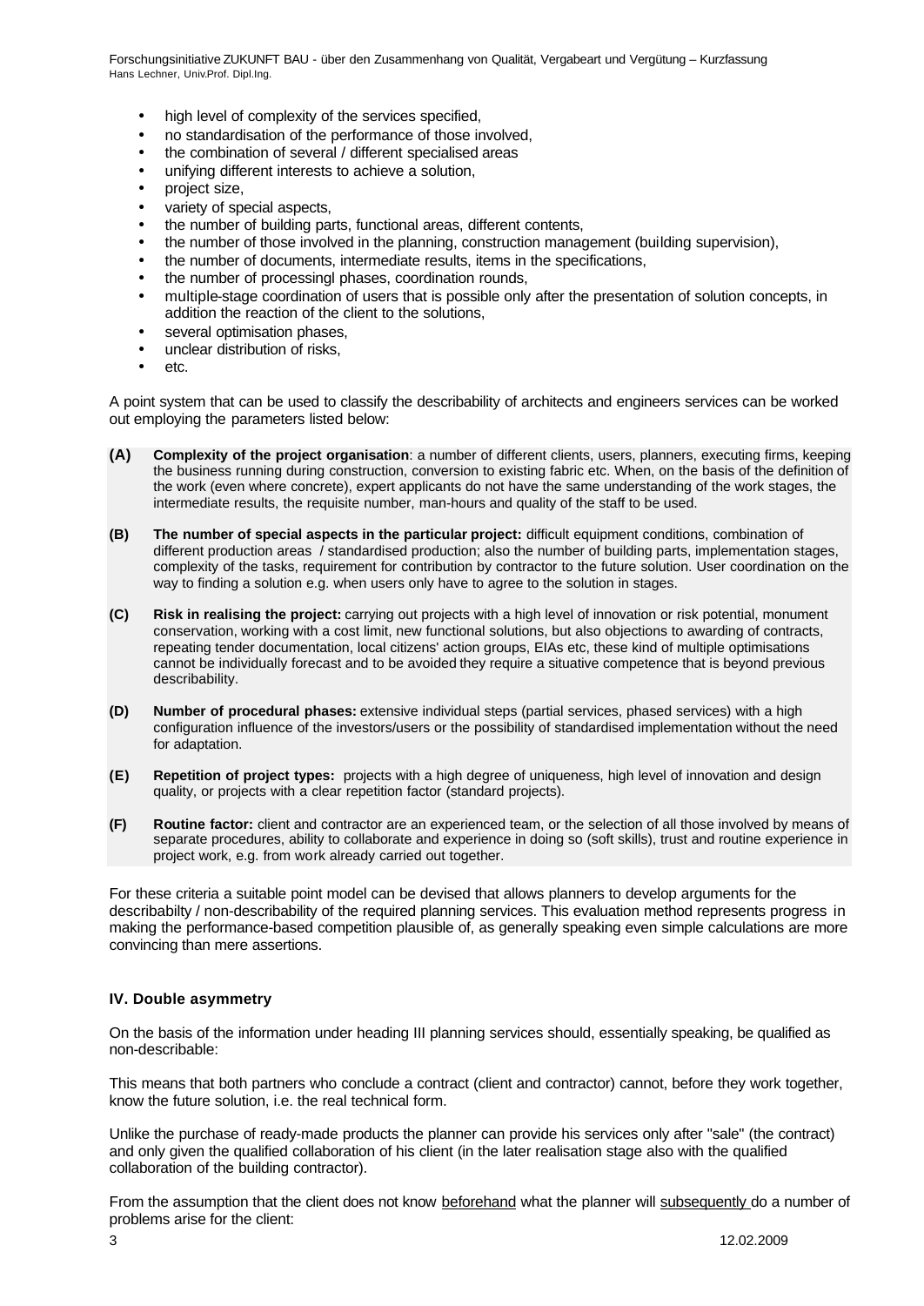- high level of complexity of the services specified,
- no standardisation of the performance of those involved,
- the combination of several / different specialised areas
- unifying different interests to achieve a solution,
- project size,
- variety of special aspects,
- the number of building parts, functional areas, different contents,
- the number of those involved in the planning, construction management (building supervision),
- the number of documents, intermediate results, items in the specifications,
- the number of processingl phases, coordination rounds,
- multiple-stage coordination of users that is possible only after the presentation of solution concepts, in addition the reaction of the client to the solutions,
- several optimisation phases,
- unclear distribution of risks,
- etc.

A point system that can be used to classify the describability of architects and engineers services can be worked out employing the parameters listed below:

**(A)** **Complexity of the project organisation**: a number of different clients, users, planners, executing firms, keeping the business running during construction, conversion to existing fabric etc. When, on the basis of the definition of the work (even where concrete), expert applicants do not have the same understanding of the work stages, the intermediate results, the requisite number, man-hours and quality of the staff to be used.

**(B)** **The number of special aspects in the particular project:** difficult equipment conditions, combination of different production areas / standardised production; also the number of building parts, implementation stages, complexity of the tasks, requirement for contribution by contractor to the future solution. User coordination on the way to finding a solution e.g. when users only have to agree to the solution in stages.

**(C)** **Risk in realising the project:** carrying out projects with a high level of innovation or risk potential, monument conservation, working with a cost limit, new functional solutions, but also objections to awarding of contracts, repeating tender documentation, local citizens' action groups, EIAs etc, these kind of multiple optimisations cannot be individually forecast and to be avoided they require a situative competence that is beyond previous describability.

**(D)** **Number of procedural phases:** extensive individual steps (partial services, phased services) with a high configuration influence of the investors/users or the possibility of standardised implementation without the need for adaptation.

**(E)** **Repetition of project types:** projects with a high degree of uniqueness, high level of innovation and design quality, or projects with a clear repetition factor (standard projects).

**(F)** **Routine factor:** client and contractor are an experienced team, or the selection of all those involved by means of separate procedures, ability to collaborate and experience in doing so (soft skills), trust and routine experience in project work, e.g. from work already carried out together.

For these criteria a suitable point model can be devised that allows planners to develop arguments for the describabilty / non-describability of the required planning services. This evaluation method represents progress in making the performance-based competition plausible of, as generally speaking even simple calculations are more convincing than mere assertions.

## IV. Double asymmetry

On the basis of the information under heading III planning services should, essentially speaking, be qualified as non-describable:

This means that both partners who conclude a contract (client and contractor) cannot, before they work together, know the future solution, i.e. the real technical form.

Unlike the purchase of ready-made products the planner can provide his services only after "sale" (the contract) and only given the qualified collaboration of his client (in the later realisation stage also with the qualified collaboration of the building contractor).

From the assumption that the client does not know <u>beforehand</u> what the planner will <u>subsequently</u> do a number of problems arise for the client: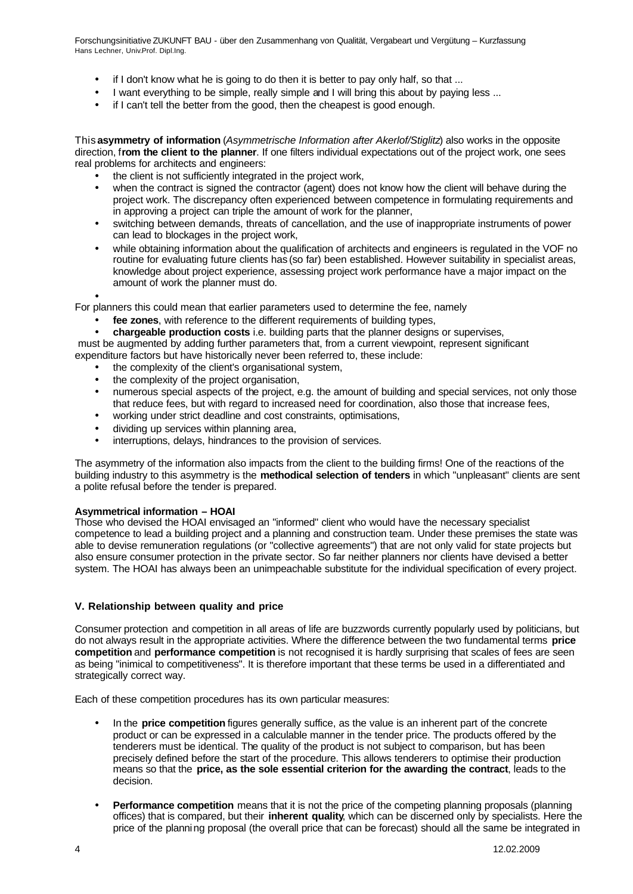- if I don't know what he is going to do then it is better to pay only half, so that ...
- I want everything to be simple, really simple and I will bring this about by paying less ...
- if I can't tell the better from the good, then the cheapest is good enough.

This **asymmetry of information** (*Asymmetrische Information after Akerlof/Stiglitz*) also works in the opposite direction, f**rom the client to the planner**. If one filters individual expectations out of the project work, one sees real problems for architects and engineers:

- the client is not sufficiently integrated in the project work,
- when the contract is signed the contractor (agent) does not know how the client will behave during the project work. The discrepancy often experienced between competence in formulating requirements and in approving a project can triple the amount of work for the planner,
- switching between demands, threats of cancellation, and the use of inappropriate instruments of power can lead to blockages in the project work,
- while obtaining information about the qualification of architects and engineers is regulated in the VOF no routine for evaluating future clients has (so far) been established. However suitability in specialist areas, knowledge about project experience, assessing project work performance have a major impact on the amount of work the planner must do.

For planners this could mean that earlier parameters used to determine the fee, namely

- **fee zones**, with reference to the different requirements of building types,
- **chargeable production costs** i.e. building parts that the planner designs or supervises,

must be augmented by adding further parameters that, from a current viewpoint, represent significant expenditure factors but have historically never been referred to, these include:

- the complexity of the client's organisational system,
- the complexity of the project organisation,
- numerous special aspects of the project, e.g. the amount of building and special services, not only those that reduce fees, but with regard to increased need for coordination, also those that increase fees,
- working under strict deadline and cost constraints, optimisations,
- dividing up services within planning area,
- interruptions, delays, hindrances to the provision of services.

The asymmetry of the information also impacts from the client to the building firms! One of the reactions of the building industry to this asymmetry is the **methodical selection of tenders** in which "unpleasant" clients are sent a polite refusal before the tender is prepared.

**Asymmetrical information – HOAI**

Those who devised the HOAI envisaged an "informed" client who would have the necessary specialist competence to lead a building project and a planning and construction team. Under these premises the state was able to devise remuneration regulations (or "collective agreements") that are not only valid for state projects but also ensure consumer protection in the private sector. So far neither planners nor clients have devised a better system. The HOAI has always been an unimpeachable substitute for the individual specification of every project.

### V. Relationship between quality and price

Consumer protection and competition in all areas of life are buzzwords currently popularly used by politicians, but do not always result in the appropriate activities. Where the difference between the two fundamental terms **price competition** and **performance competition** is not recognised it is hardly surprising that scales of fees are seen as being "inimical to competitiveness". It is therefore important that these terms be used in a differentiated and strategically correct way.

Each of these competition procedures has its own particular measures:

- In the **price competition** figures generally suffice, as the value is an inherent part of the concrete product or can be expressed in a calculable manner in the tender price. The products offered by the tenderers must be identical. The quality of the product is not subject to comparison, but has been precisely defined before the start of the procedure. This allows tenderers to optimise their production means so that the **price, as the sole essential criterion for the awarding the contract**, leads to the decision.

- **Performance competition** means that it is not the price of the competing planning proposals (planning offices) that is compared, but their **inherent quality**, which can be discerned only by specialists. Here the price of the planning proposal (the overall price that can be forecast) should all the same be integrated in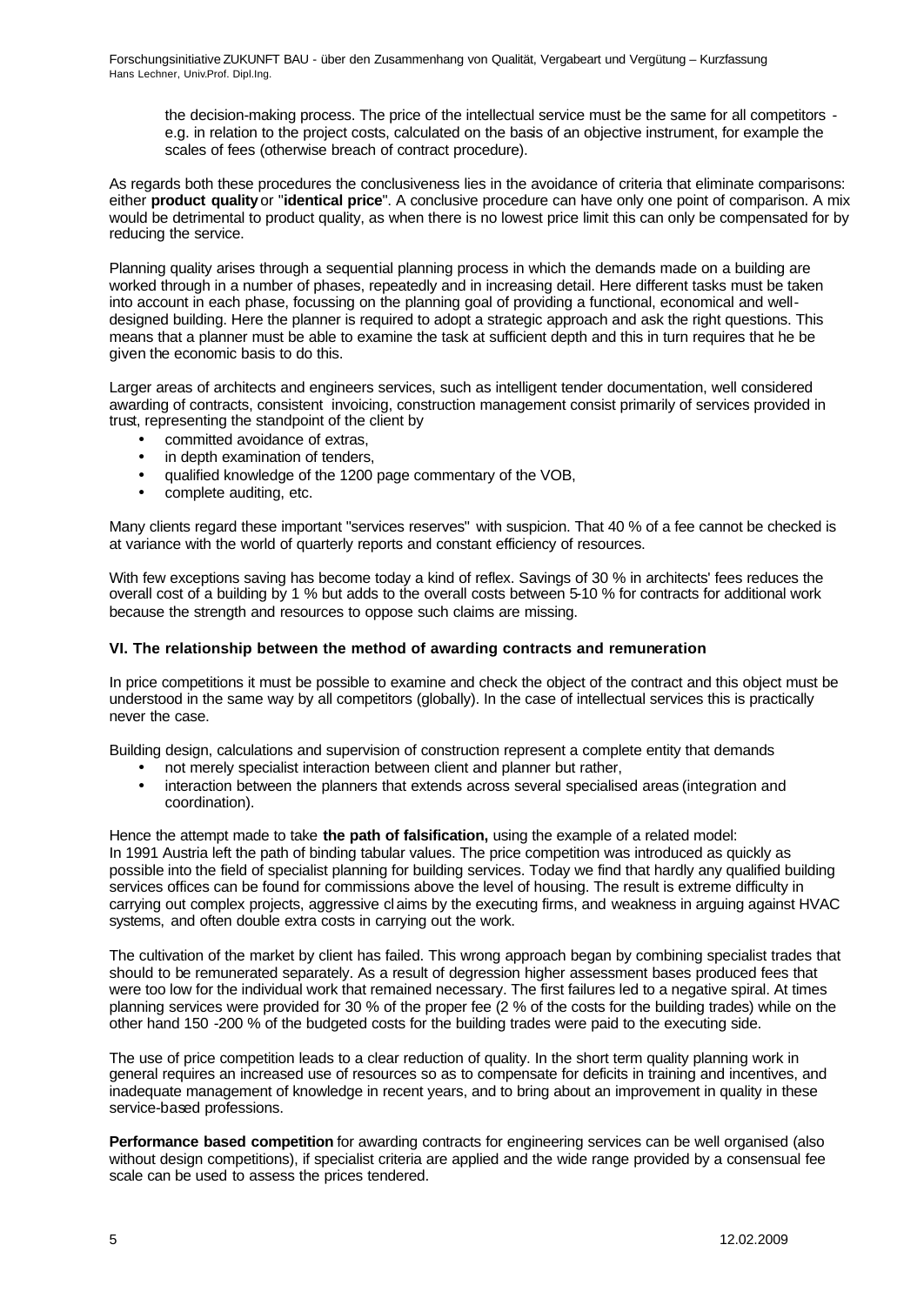the decision-making process. The price of the intellectual service must be the same for all competitors - e.g. in relation to the project costs, calculated on the basis of an objective instrument, for example the scales of fees (otherwise breach of contract procedure).

As regards both these procedures the conclusiveness lies in the avoidance of criteria that eliminate comparisons: either **product quality** or "**identical price**". A conclusive procedure can have only one point of comparison. A mix would be detrimental to product quality, as when there is no lowest price limit this can only be compensated for by reducing the service.

Planning quality arises through a sequential planning process in which the demands made on a building are worked through in a number of phases, repeatedly and in increasing detail. Here different tasks must be taken into account in each phase, focussing on the planning goal of providing a functional, economical and well-designed building. Here the planner is required to adopt a strategic approach and ask the right questions. This means that a planner must be able to examine the task at sufficient depth and this in turn requires that he be given the economic basis to do this.

Larger areas of architects and engineers services, such as intelligent tender documentation, well considered awarding of contracts, consistent invoicing, construction management consist primarily of services provided in trust, representing the standpoint of the client by

- committed avoidance of extras,
- in depth examination of tenders,
- qualified knowledge of the 1200 page commentary of the VOB,
- complete auditing, etc.

Many clients regard these important "services reserves" with suspicion. That 40 % of a fee cannot be checked is at variance with the world of quarterly reports and constant efficiency of resources.

With few exceptions saving has become today a kind of reflex. Savings of 30 % in architects' fees reduces the overall cost of a building by 1 % but adds to the overall costs between 5-10 % for contracts for additional work because the strength and resources to oppose such claims are missing.

### VI. The relationship between the method of awarding contracts and remuneration

In price competitions it must be possible to examine and check the object of the contract and this object must be understood in the same way by all competitors (globally). In the case of intellectual services this is practically never the case.

Building design, calculations and supervision of construction represent a complete entity that demands

- not merely specialist interaction between client and planner but rather,
- interaction between the planners that extends across several specialised areas (integration and coordination).

Hence the attempt made to take **the path of falsification,** using the example of a related model:
In 1991 Austria left the path of binding tabular values. The price competition was introduced as quickly as possible into the field of specialist planning for building services. Today we find that hardly any qualified building services offices can be found for commissions above the level of housing. The result is extreme difficulty in carrying out complex projects, aggressive claims by the executing firms, and weakness in arguing against HVAC systems, and often double extra costs in carrying out the work.

The cultivation of the market by client has failed. This wrong approach began by combining specialist trades that should to be remunerated separately. As a result of degression higher assessment bases produced fees that were too low for the individual work that remained necessary. The first failures led to a negative spiral. At times planning services were provided for 30 % of the proper fee (2 % of the costs for the building trades) while on the other hand 150 -200 % of the budgeted costs for the building trades were paid to the executing side.

The use of price competition leads to a clear reduction of quality. In the short term quality planning work in general requires an increased use of resources so as to compensate for deficits in training and incentives, and inadequate management of knowledge in recent years, and to bring about an improvement in quality in these service-based professions.

**Performance based competition** for awarding contracts for engineering services can be well organised (also without design competitions), if specialist criteria are applied and the wide range provided by a consensual fee scale can be used to assess the prices tendered.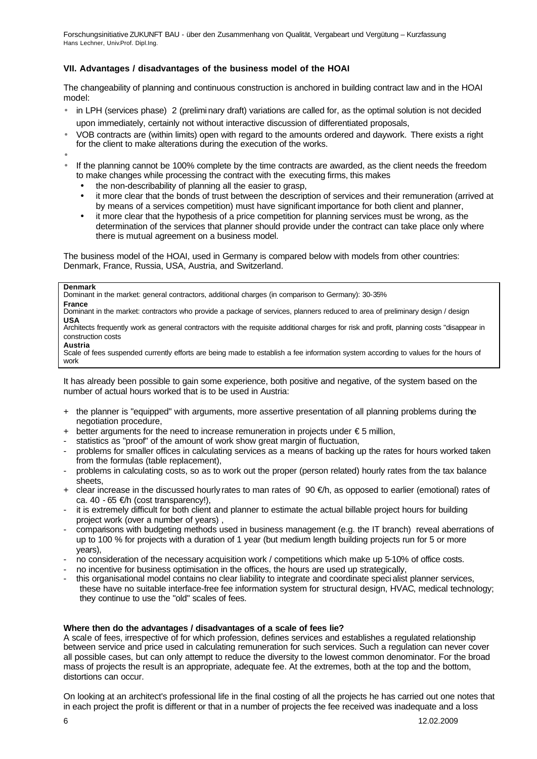### VII. Advantages / disadvantages of the business model of the HOAI

The changeability of planning and continuous construction is anchored in building contract law and in the HOAI model:

- in LPH (services phase) 2 (preliminary draft) variations are called for, as the optimal solution is not decided upon immediately, certainly not without interactive discussion of differentiated proposals,
- VOB contracts are (within limits) open with regard to the amounts ordered and daywork. There exists a right for the client to make alterations during the execution of the works.
- If the planning cannot be 100% complete by the time contracts are awarded, as the client needs the freedom to make changes while processing the contract with the executing firms, this makes
  - the non-describability of planning all the easier to grasp,
  - it more clear that the bonds of trust between the description of services and their remuneration (arrived at by means of a services competition) must have significant importance for both client and planner,
  - it more clear that the hypothesis of a price competition for planning services must be wrong, as the determination of the services that planner should provide under the contract can take place only where there is mutual agreement on a business model.

The business model of the HOAI, used in Germany is compared below with models from other countries: Denmark, France, Russia, USA, Austria, and Switzerland.

**Denmark**
Dominant in the market: general contractors, additional charges (in comparison to Germany): 30-35%

**France**
Dominant in the market: contractors who provide a package of services, planners reduced to area of preliminary design / design

**USA**
Architects frequently work as general contractors with the requisite additional charges for risk and profit, planning costs "disappear in construction costs

**Austria**
Scale of fees suspended currently efforts are being made to establish a fee information system according to values for the hours of work

It has already been possible to gain some experience, both positive and negative, of the system based on the number of actual hours worked that is to be used in Austria:

+ the planner is "equipped" with arguments, more assertive presentation of all planning problems during the negotiation procedure,
+ better arguments for the need to increase remuneration in projects under € 5 million,
- statistics as "proof" of the amount of work show great margin of fluctuation,
- problems for smaller offices in calculating services as a means of backing up the rates for hours worked taken from the formulas (table replacement),
- problems in calculating costs, so as to work out the proper (person related) hourly rates from the tax balance sheets,
+ clear increase in the discussed hourly rates to man rates of 90 €/h, as opposed to earlier (emotional) rates of ca. 40 - 65 €/h (cost transparency!),
- it is extremely difficult for both client and planner to estimate the actual billable project hours for building project work (over a number of years) ,
- comparisons with budgeting methods used in business management (e.g. the IT branch) reveal aberrations of up to 100 % for projects with a duration of 1 year (but medium length building projects run for 5 or more years),
- no consideration of the necessary acquisition work / competitions which make up 5-10% of office costs.
- no incentive for business optimisation in the offices, the hours are used up strategically,
- this organisational model contains no clear liability to integrate and coordinate specialist planner services, these have no suitable interface-free fee information system for structural design, HVAC, medical technology; they continue to use the "old" scales of fees.

**Where then do the advantages / disadvantages of a scale of fees lie?**
A scale of fees, irrespective of for which profession, defines services and establishes a regulated relationship between service and price used in calculating remuneration for such services. Such a regulation can never cover all possible cases, but can only attempt to reduce the diversity to the lowest common denominator. For the broad mass of projects the result is an appropriate, adequate fee. At the extremes, both at the top and the bottom, distortions can occur.

On looking at an architect's professional life in the final costing of all the projects he has carried out one notes that in each project the profit is different or that in a number of projects the fee received was inadequate and a loss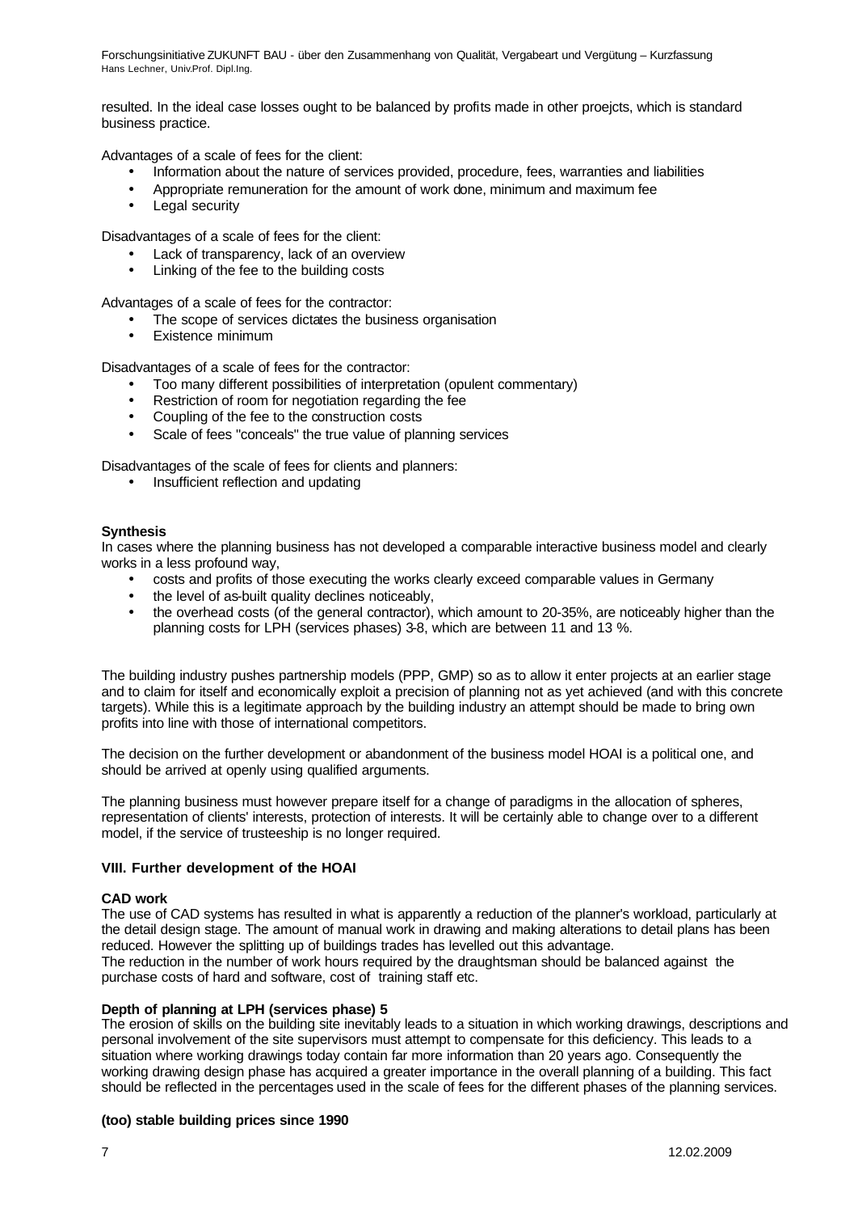resulted. In the ideal case losses ought to be balanced by profits made in other proejcts, which is standard business practice.

Advantages of a scale of fees for the client:

- Information about the nature of services provided, procedure, fees, warranties and liabilities
- Appropriate remuneration for the amount of work done, minimum and maximum fee
- Legal security

Disadvantages of a scale of fees for the client:

- Lack of transparency, lack of an overview
- Linking of the fee to the building costs

Advantages of a scale of fees for the contractor:

- The scope of services dictates the business organisation
- Existence minimum

Disadvantages of a scale of fees for the contractor:

- Too many different possibilities of interpretation (opulent commentary)
- Restriction of room for negotiation regarding the fee
- Coupling of the fee to the construction costs
- Scale of fees "conceals" the true value of planning services

Disadvantages of the scale of fees for clients and planners:

- Insufficient reflection and updating

**Synthesis**
In cases where the planning business has not developed a comparable interactive business model and clearly works in a less profound way,

- costs and profits of those executing the works clearly exceed comparable values in Germany
- the level of as-built quality declines noticeably,
- the overhead costs (of the general contractor), which amount to 20-35%, are noticeably higher than the planning costs for LPH (services phases) 3-8, which are between 11 and 13 %.

The building industry pushes partnership models (PPP, GMP) so as to allow it enter projects at an earlier stage and to claim for itself and economically exploit a precision of planning not as yet achieved (and with this concrete targets). While this is a legitimate approach by the building industry an attempt should be made to bring own profits into line with those of international competitors.

The decision on the further development or abandonment of the business model HOAI is a political one, and should be arrived at openly using qualified arguments.

The planning business must however prepare itself for a change of paradigms in the allocation of spheres, representation of clients' interests, protection of interests. It will be certainly able to change over to a different model, if the service of trusteeship is no longer required.

## VIII. Further development of the HOAI

**CAD work**
The use of CAD systems has resulted in what is apparently a reduction of the planner's workload, particularly at the detail design stage. The amount of manual work in drawing and making alterations to detail plans has been reduced. However the splitting up of buildings trades has levelled out this advantage.
The reduction in the number of work hours required by the draughtsman should be balanced against the purchase costs of hard and software, cost of training staff etc.

**Depth of planning at LPH (services phase) 5**
The erosion of skills on the building site inevitably leads to a situation in which working drawings, descriptions and personal involvement of the site supervisors must attempt to compensate for this deficiency. This leads to a situation where working drawings today contain far more information than 20 years ago. Consequently the working drawing design phase has acquired a greater importance in the overall planning of a building. This fact should be reflected in the percentages used in the scale of fees for the different phases of the planning services.

**(too) stable building prices since 1990**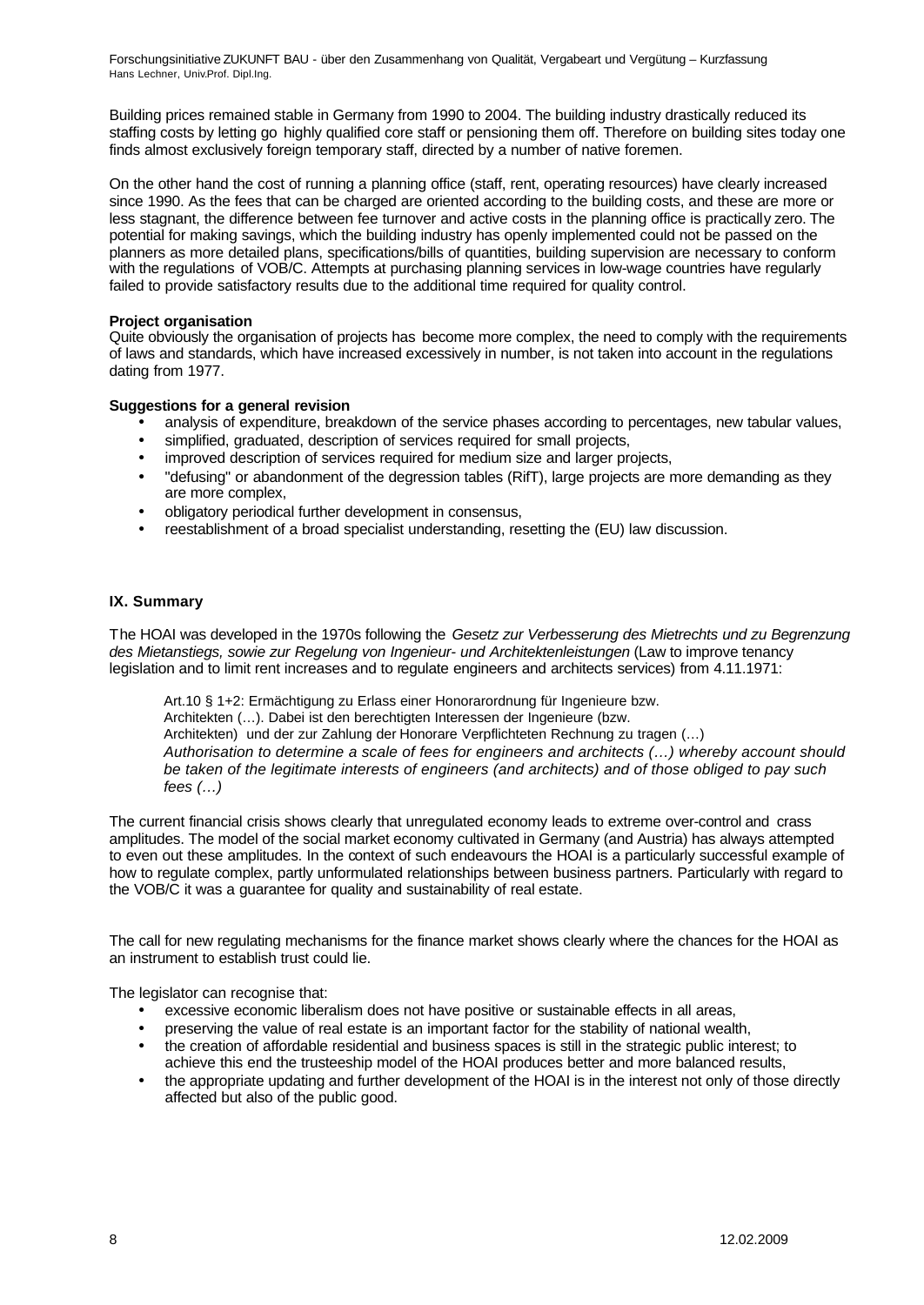Building prices remained stable in Germany from 1990 to 2004. The building industry drastically reduced its staffing costs by letting go highly qualified core staff or pensioning them off. Therefore on building sites today one finds almost exclusively foreign temporary staff, directed by a number of native foremen.

On the other hand the cost of running a planning office (staff, rent, operating resources) have clearly increased since 1990. As the fees that can be charged are oriented according to the building costs, and these are more or less stagnant, the difference between fee turnover and active costs in the planning office is practically zero. The potential for making savings, which the building industry has openly implemented could not be passed on the planners as more detailed plans, specifications/bills of quantities, building supervision are necessary to conform with the regulations of VOB/C. Attempts at purchasing planning services in low-wage countries have regularly failed to provide satisfactory results due to the additional time required for quality control.

**Project organisation**
Quite obviously the organisation of projects has become more complex, the need to comply with the requirements of laws and standards, which have increased excessively in number, is not taken into account in the regulations dating from 1977.

**Suggestions for a general revision**

- analysis of expenditure, breakdown of the service phases according to percentages, new tabular values,
- simplified, graduated, description of services required for small projects,
- improved description of services required for medium size and larger projects,
- "defusing" or abandonment of the degression tables (RifT), large projects are more demanding as they are more complex,
- obligatory periodical further development in consensus,
- reestablishment of a broad specialist understanding, resetting the (EU) law discussion.

## IX. Summary

The HOAI was developed in the 1970s following the *Gesetz zur Verbesserung des Mietrechts und zu Begrenzung des Mietanstiegs, sowie zur Regelung von Ingenieur- und Architektenleistungen* (Law to improve tenancy legislation and to limit rent increases and to regulate engineers and architects services) from 4.11.1971:

> Art.10 § 1+2: Ermächtigung zu Erlass einer Honorarordnung für Ingenieure bzw. Architekten (…). Dabei ist den berechtigten Interessen der Ingenieure (bzw. Architekten) und der zur Zahlung der Honorare Verpflichteten Rechnung zu tragen (…)
> *Authorisation to determine a scale of fees for engineers and architects (…) whereby account should be taken of the legitimate interests of engineers (and architects) and of those obliged to pay such fees (…)*

The current financial crisis shows clearly that unregulated economy leads to extreme over-control and crass amplitudes. The model of the social market economy cultivated in Germany (and Austria) has always attempted to even out these amplitudes. In the context of such endeavours the HOAI is a particularly successful example of how to regulate complex, partly unformulated relationships between business partners. Particularly with regard to the VOB/C it was a guarantee for quality and sustainability of real estate.

The call for new regulating mechanisms for the finance market shows clearly where the chances for the HOAI as an instrument to establish trust could lie.

The legislator can recognise that:

- excessive economic liberalism does not have positive or sustainable effects in all areas,
- preserving the value of real estate is an important factor for the stability of national wealth,
- the creation of affordable residential and business spaces is still in the strategic public interest; to achieve this end the trusteeship model of the HOAI produces better and more balanced results,
- the appropriate updating and further development of the HOAI is in the interest not only of those directly affected but also of the public good.